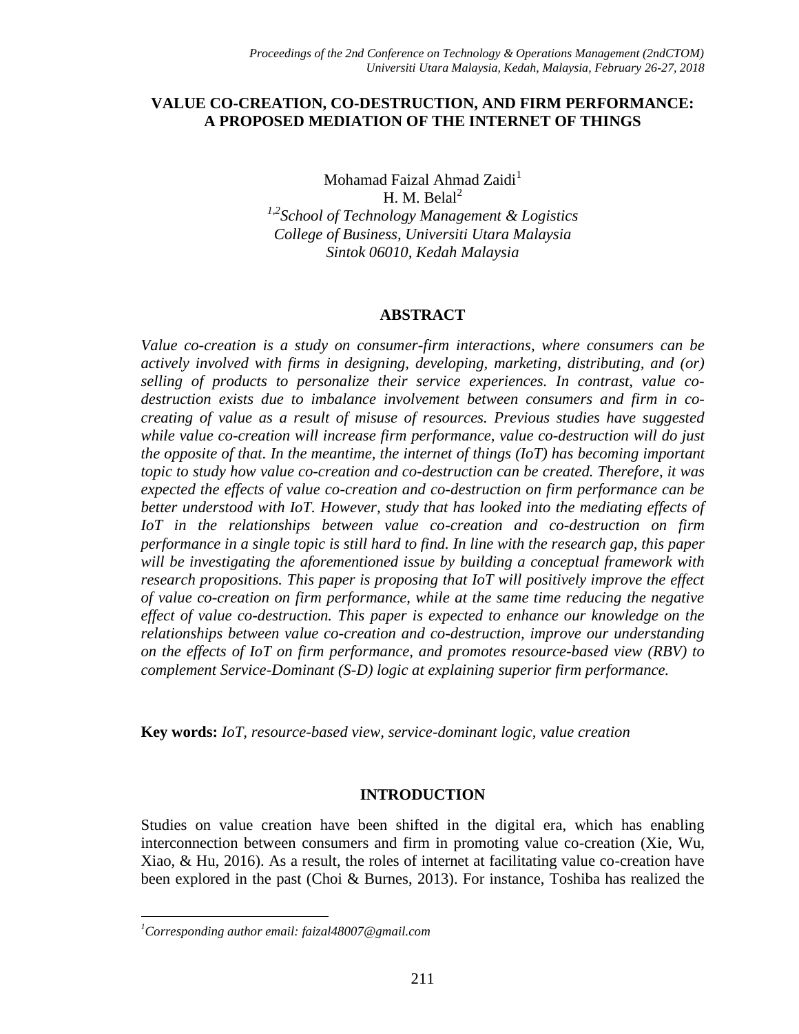# VALUE CO-CREATION, CO-DESTRUCTION, AND FIRM PERFORMANCE: A PROPOSED MEDIATION OF THE INTERNET OF THINGS

Mohamad Faizal Ahmad Zaidi[1]
H. M. Belal[2]
[1,2]*School of Technology Management & Logistics*
*College of Business, Universiti Utara Malaysia*
*Sintok 06010, Kedah Malaysia*

## ABSTRACT

*Value co-creation is a study on consumer-firm interactions, where consumers can be actively involved with firms in designing, developing, marketing, distributing, and (or) selling of products to personalize their service experiences. In contrast, value co-destruction exists due to imbalance involvement between consumers and firm in co-creating of value as a result of misuse of resources. Previous studies have suggested while value co-creation will increase firm performance, value co-destruction will do just the opposite of that. In the meantime, the internet of things (IoT) has becoming important topic to study how value co-creation and co-destruction can be created. Therefore, it was expected the effects of value co-creation and co-destruction on firm performance can be better understood with IoT. However, study that has looked into the mediating effects of IoT in the relationships between value co-creation and co-destruction on firm performance in a single topic is still hard to find. In line with the research gap, this paper will be investigating the aforementioned issue by building a conceptual framework with research propositions. This paper is proposing that IoT will positively improve the effect of value co-creation on firm performance, while at the same time reducing the negative effect of value co-destruction. This paper is expected to enhance our knowledge on the relationships between value co-creation and co-destruction, improve our understanding on the effects of IoT on firm performance, and promotes resource-based view (RBV) to complement Service-Dominant (S-D) logic at explaining superior firm performance.*

**Key words:** *IoT, resource-based view, service-dominant logic, value creation*

## INTRODUCTION

Studies on value creation have been shifted in the digital era, which has enabling interconnection between consumers and firm in promoting value co-creation (Xie, Wu, Xiao, & Hu, 2016). As a result, the roles of internet at facilitating value co-creation have been explored in the past (Choi & Burnes, 2013). For instance, Toshiba has realized the

[1]*Corresponding author email: faizal48007@gmail.com*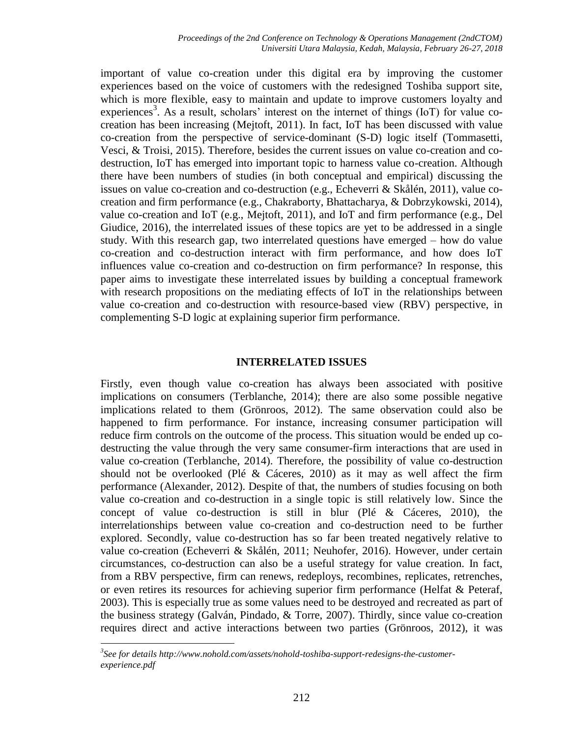important of value co-creation under this digital era by improving the customer experiences based on the voice of customers with the redesigned Toshiba support site, which is more flexible, easy to maintain and update to improve customers loyalty and experiences[3]. As a result, scholars' interest on the internet of things (IoT) for value co-creation has been increasing (Mejtoft, 2011). In fact, IoT has been discussed with value co-creation from the perspective of service-dominant (S-D) logic itself (Tommasetti, Vesci, & Troisi, 2015). Therefore, besides the current issues on value co-creation and co-destruction, IoT has emerged into important topic to harness value co-creation. Although there have been numbers of studies (in both conceptual and empirical) discussing the issues on value co-creation and co-destruction (e.g., Echeverri & Skålén, 2011), value co-creation and firm performance (e.g., Chakraborty, Bhattacharya, & Dobrzykowski, 2014), value co-creation and IoT (e.g., Mejtoft, 2011), and IoT and firm performance (e.g., Del Giudice, 2016), the interrelated issues of these topics are yet to be addressed in a single study. With this research gap, two interrelated questions have emerged – how do value co-creation and co-destruction interact with firm performance, and how does IoT influences value co-creation and co-destruction on firm performance? In response, this paper aims to investigate these interrelated issues by building a conceptual framework with research propositions on the mediating effects of IoT in the relationships between value co-creation and co-destruction with resource-based view (RBV) perspective, in complementing S-D logic at explaining superior firm performance.

## INTERRELATED ISSUES

Firstly, even though value co-creation has always been associated with positive implications on consumers (Terblanche, 2014); there are also some possible negative implications related to them (Grönroos, 2012). The same observation could also be happened to firm performance. For instance, increasing consumer participation will reduce firm controls on the outcome of the process. This situation would be ended up co-destructing the value through the very same consumer-firm interactions that are used in value co-creation (Terblanche, 2014). Therefore, the possibility of value co-destruction should not be overlooked (Plé & Cáceres, 2010) as it may as well affect the firm performance (Alexander, 2012). Despite of that, the numbers of studies focusing on both value co-creation and co-destruction in a single topic is still relatively low. Since the concept of value co-destruction is still in blur (Plé & Cáceres, 2010), the interrelationships between value co-creation and co-destruction need to be further explored. Secondly, value co-destruction has so far been treated negatively relative to value co-creation (Echeverri & Skålén, 2011; Neuhofer, 2016). However, under certain circumstances, co-destruction can also be a useful strategy for value creation. In fact, from a RBV perspective, firm can renews, redeploys, recombines, replicates, retrenches, or even retires its resources for achieving superior firm performance (Helfat & Peteraf, 2003). This is especially true as some values need to be destroyed and recreated as part of the business strategy (Galván, Pindado, & Torre, 2007). Thirdly, since value co-creation requires direct and active interactions between two parties (Grönroos, 2012), it was

[3] *See for details http://www.nohold.com/assets/nohold-toshiba-support-redesigns-the-customer-experience.pdf*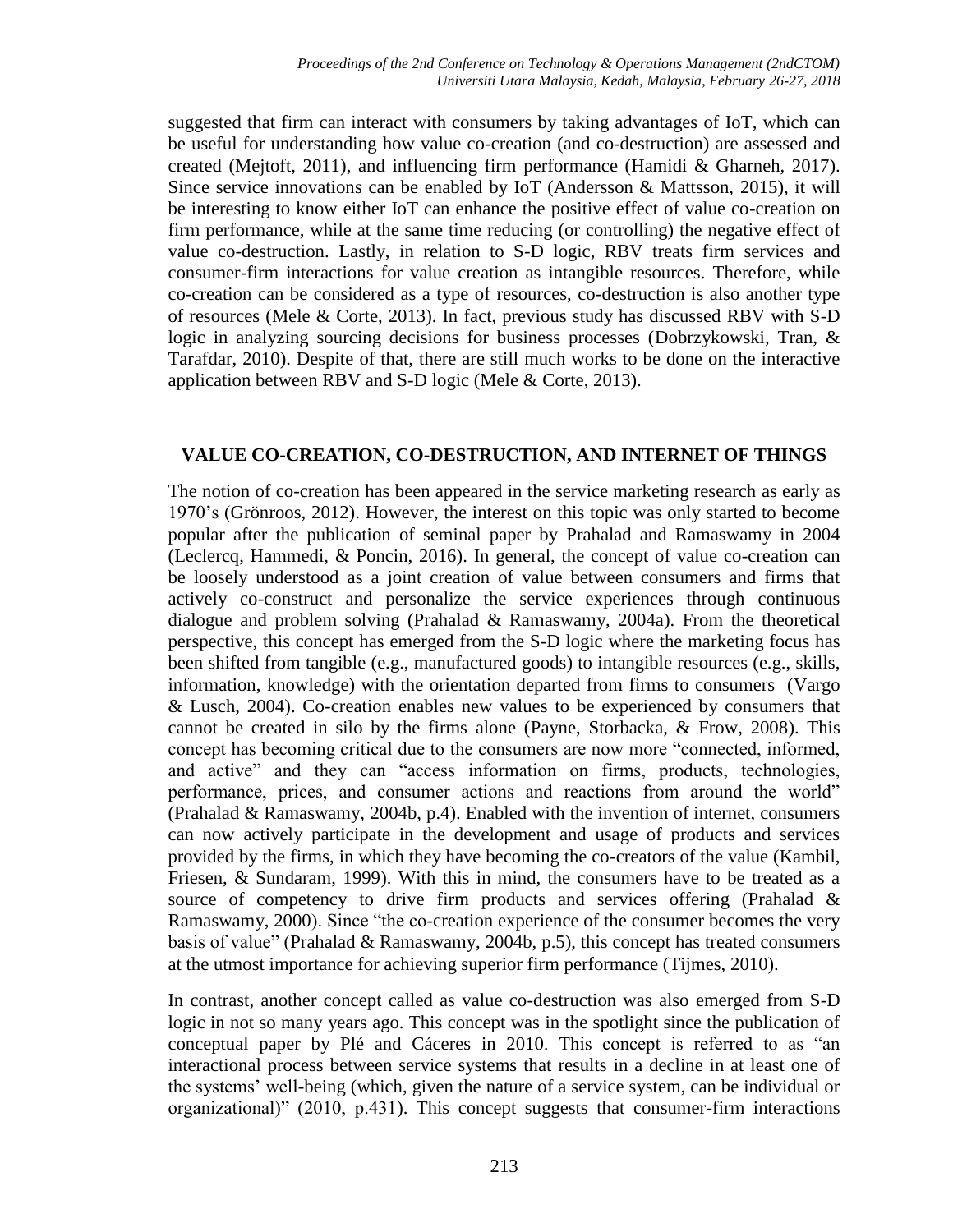suggested that firm can interact with consumers by taking advantages of IoT, which can be useful for understanding how value co-creation (and co-destruction) are assessed and created (Mejtoft, 2011), and influencing firm performance (Hamidi & Gharneh, 2017). Since service innovations can be enabled by IoT (Andersson & Mattsson, 2015), it will be interesting to know either IoT can enhance the positive effect of value co-creation on firm performance, while at the same time reducing (or controlling) the negative effect of value co-destruction. Lastly, in relation to S-D logic, RBV treats firm services and consumer-firm interactions for value creation as intangible resources. Therefore, while co-creation can be considered as a type of resources, co-destruction is also another type of resources (Mele & Corte, 2013). In fact, previous study has discussed RBV with S-D logic in analyzing sourcing decisions for business processes (Dobrzykowski, Tran, & Tarafdar, 2010). Despite of that, there are still much works to be done on the interactive application between RBV and S-D logic (Mele & Corte, 2013).

## VALUE CO-CREATION, CO-DESTRUCTION, AND INTERNET OF THINGS

The notion of co-creation has been appeared in the service marketing research as early as 1970's (Grönroos, 2012). However, the interest on this topic was only started to become popular after the publication of seminal paper by Prahalad and Ramaswamy in 2004 (Leclercq, Hammedi, & Poncin, 2016). In general, the concept of value co-creation can be loosely understood as a joint creation of value between consumers and firms that actively co-construct and personalize the service experiences through continuous dialogue and problem solving (Prahalad & Ramaswamy, 2004a). From the theoretical perspective, this concept has emerged from the S-D logic where the marketing focus has been shifted from tangible (e.g., manufactured goods) to intangible resources (e.g., skills, information, knowledge) with the orientation departed from firms to consumers (Vargo & Lusch, 2004). Co-creation enables new values to be experienced by consumers that cannot be created in silo by the firms alone (Payne, Storbacka, & Frow, 2008). This concept has becoming critical due to the consumers are now more "connected, informed, and active" and they can "access information on firms, products, technologies, performance, prices, and consumer actions and reactions from around the world" (Prahalad & Ramaswamy, 2004b, p.4). Enabled with the invention of internet, consumers can now actively participate in the development and usage of products and services provided by the firms, in which they have becoming the co-creators of the value (Kambil, Friesen, & Sundaram, 1999). With this in mind, the consumers have to be treated as a source of competency to drive firm products and services offering (Prahalad & Ramaswamy, 2000). Since "the co-creation experience of the consumer becomes the very basis of value" (Prahalad & Ramaswamy, 2004b, p.5), this concept has treated consumers at the utmost importance for achieving superior firm performance (Tijmes, 2010).

In contrast, another concept called as value co-destruction was also emerged from S-D logic in not so many years ago. This concept was in the spotlight since the publication of conceptual paper by Plé and Cáceres in 2010. This concept is referred to as "an interactional process between service systems that results in a decline in at least one of the systems' well-being (which, given the nature of a service system, can be individual or organizational)" (2010, p.431). This concept suggests that consumer-firm interactions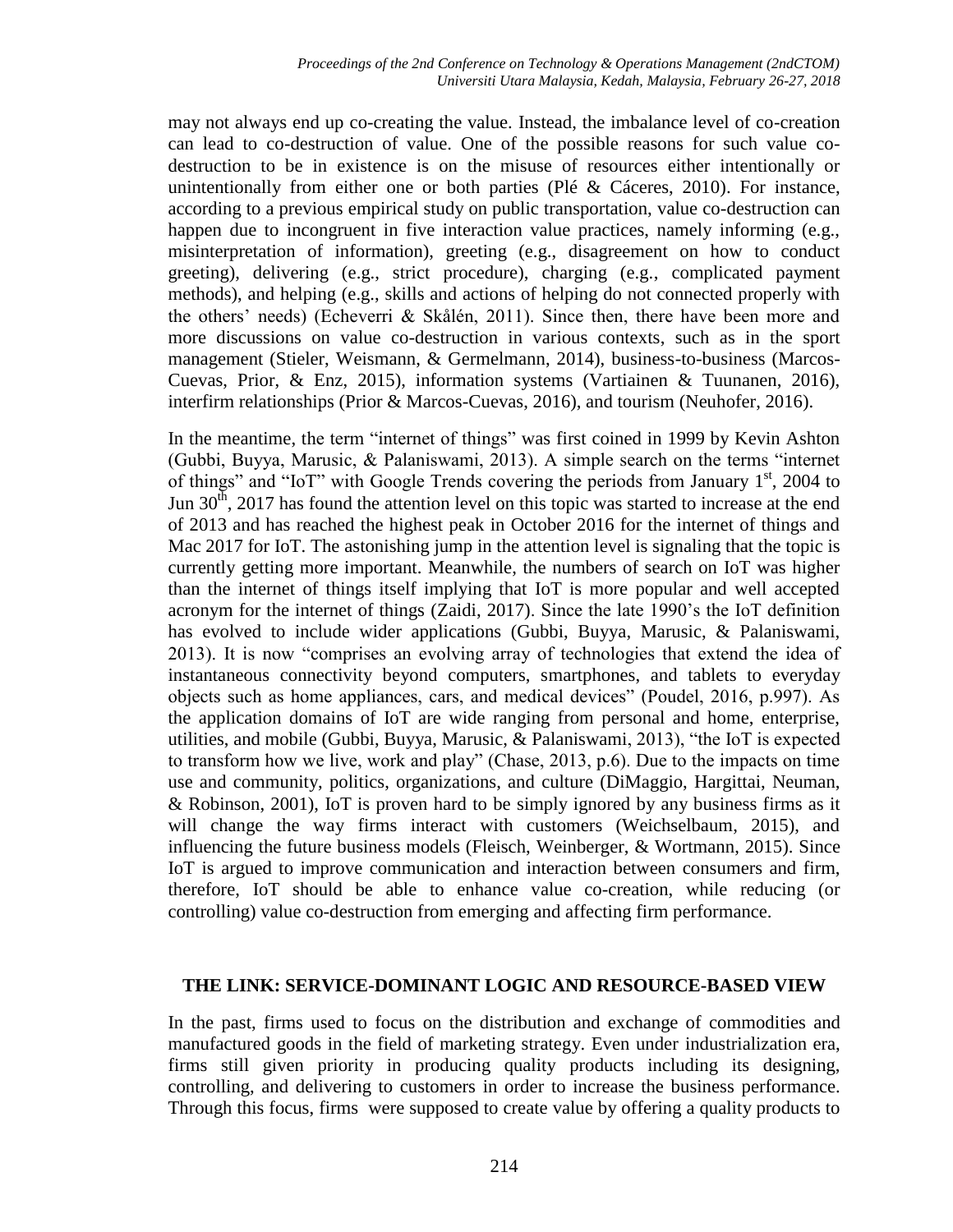may not always end up co-creating the value. Instead, the imbalance level of co-creation can lead to co-destruction of value. One of the possible reasons for such value co-destruction to be in existence is on the misuse of resources either intentionally or unintentionally from either one or both parties (Plé & Cáceres, 2010). For instance, according to a previous empirical study on public transportation, value co-destruction can happen due to incongruent in five interaction value practices, namely informing (e.g., misinterpretation of information), greeting (e.g., disagreement on how to conduct greeting), delivering (e.g., strict procedure), charging (e.g., complicated payment methods), and helping (e.g., skills and actions of helping do not connected properly with the others' needs) (Echeverri & Skålén, 2011). Since then, there have been more and more discussions on value co-destruction in various contexts, such as in the sport management (Stieler, Weismann, & Germelmann, 2014), business-to-business (Marcos-Cuevas, Prior, & Enz, 2015), information systems (Vartiainen & Tuunanen, 2016), interfirm relationships (Prior & Marcos-Cuevas, 2016), and tourism (Neuhofer, 2016).

In the meantime, the term "internet of things" was first coined in 1999 by Kevin Ashton (Gubbi, Buyya, Marusic, & Palaniswami, 2013). A simple search on the terms "internet of things" and "IoT" with Google Trends covering the periods from January 1st, 2004 to Jun 30th, 2017 has found the attention level on this topic was started to increase at the end of 2013 and has reached the highest peak in October 2016 for the internet of things and Mac 2017 for IoT. The astonishing jump in the attention level is signaling that the topic is currently getting more important. Meanwhile, the numbers of search on IoT was higher than the internet of things itself implying that IoT is more popular and well accepted acronym for the internet of things (Zaidi, 2017). Since the late 1990's the IoT definition has evolved to include wider applications (Gubbi, Buyya, Marusic, & Palaniswami, 2013). It is now "comprises an evolving array of technologies that extend the idea of instantaneous connectivity beyond computers, smartphones, and tablets to everyday objects such as home appliances, cars, and medical devices" (Poudel, 2016, p.997). As the application domains of IoT are wide ranging from personal and home, enterprise, utilities, and mobile (Gubbi, Buyya, Marusic, & Palaniswami, 2013), "the IoT is expected to transform how we live, work and play" (Chase, 2013, p.6). Due to the impacts on time use and community, politics, organizations, and culture (DiMaggio, Hargittai, Neuman, & Robinson, 2001), IoT is proven hard to be simply ignored by any business firms as it will change the way firms interact with customers (Weichselbaum, 2015), and influencing the future business models (Fleisch, Weinberger, & Wortmann, 2015). Since IoT is argued to improve communication and interaction between consumers and firm, therefore, IoT should be able to enhance value co-creation, while reducing (or controlling) value co-destruction from emerging and affecting firm performance.

## THE LINK: SERVICE-DOMINANT LOGIC AND RESOURCE-BASED VIEW

In the past, firms used to focus on the distribution and exchange of commodities and manufactured goods in the field of marketing strategy. Even under industrialization era, firms still given priority in producing quality products including its designing, controlling, and delivering to customers in order to increase the business performance. Through this focus, firms were supposed to create value by offering a quality products to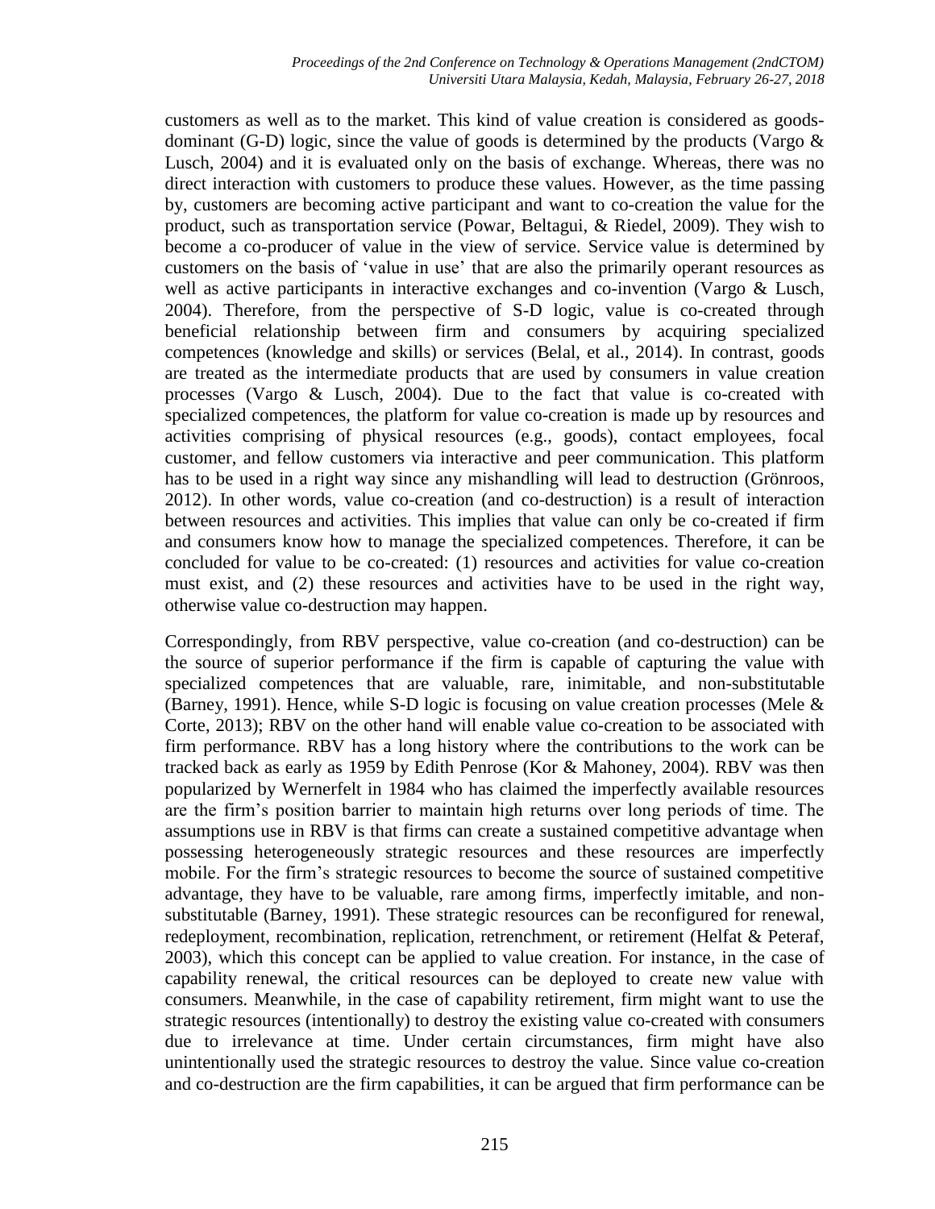customers as well as to the market. This kind of value creation is considered as goods-dominant (G-D) logic, since the value of goods is determined by the products (Vargo & Lusch, 2004) and it is evaluated only on the basis of exchange. Whereas, there was no direct interaction with customers to produce these values. However, as the time passing by, customers are becoming active participant and want to co-creation the value for the product, such as transportation service (Powar, Beltagui, & Riedel, 2009). They wish to become a co-producer of value in the view of service. Service value is determined by customers on the basis of 'value in use' that are also the primarily operant resources as well as active participants in interactive exchanges and co-invention (Vargo & Lusch, 2004). Therefore, from the perspective of S-D logic, value is co-created through beneficial relationship between firm and consumers by acquiring specialized competences (knowledge and skills) or services (Belal, et al., 2014). In contrast, goods are treated as the intermediate products that are used by consumers in value creation processes (Vargo & Lusch, 2004). Due to the fact that value is co-created with specialized competences, the platform for value co-creation is made up by resources and activities comprising of physical resources (e.g., goods), contact employees, focal customer, and fellow customers via interactive and peer communication. This platform has to be used in a right way since any mishandling will lead to destruction (Grönroos, 2012). In other words, value co-creation (and co-destruction) is a result of interaction between resources and activities. This implies that value can only be co-created if firm and consumers know how to manage the specialized competences. Therefore, it can be concluded for value to be co-created: (1) resources and activities for value co-creation must exist, and (2) these resources and activities have to be used in the right way, otherwise value co-destruction may happen.

Correspondingly, from RBV perspective, value co-creation (and co-destruction) can be the source of superior performance if the firm is capable of capturing the value with specialized competences that are valuable, rare, inimitable, and non-substitutable (Barney, 1991). Hence, while S-D logic is focusing on value creation processes (Mele & Corte, 2013); RBV on the other hand will enable value co-creation to be associated with firm performance. RBV has a long history where the contributions to the work can be tracked back as early as 1959 by Edith Penrose (Kor & Mahoney, 2004). RBV was then popularized by Wernerfelt in 1984 who has claimed the imperfectly available resources are the firm's position barrier to maintain high returns over long periods of time. The assumptions use in RBV is that firms can create a sustained competitive advantage when possessing heterogeneously strategic resources and these resources are imperfectly mobile. For the firm's strategic resources to become the source of sustained competitive advantage, they have to be valuable, rare among firms, imperfectly imitable, and non-substitutable (Barney, 1991). These strategic resources can be reconfigured for renewal, redeployment, recombination, replication, retrenchment, or retirement (Helfat & Peteraf, 2003), which this concept can be applied to value creation. For instance, in the case of capability renewal, the critical resources can be deployed to create new value with consumers. Meanwhile, in the case of capability retirement, firm might want to use the strategic resources (intentionally) to destroy the existing value co-created with consumers due to irrelevance at time. Under certain circumstances, firm might have also unintentionally used the strategic resources to destroy the value. Since value co-creation and co-destruction are the firm capabilities, it can be argued that firm performance can be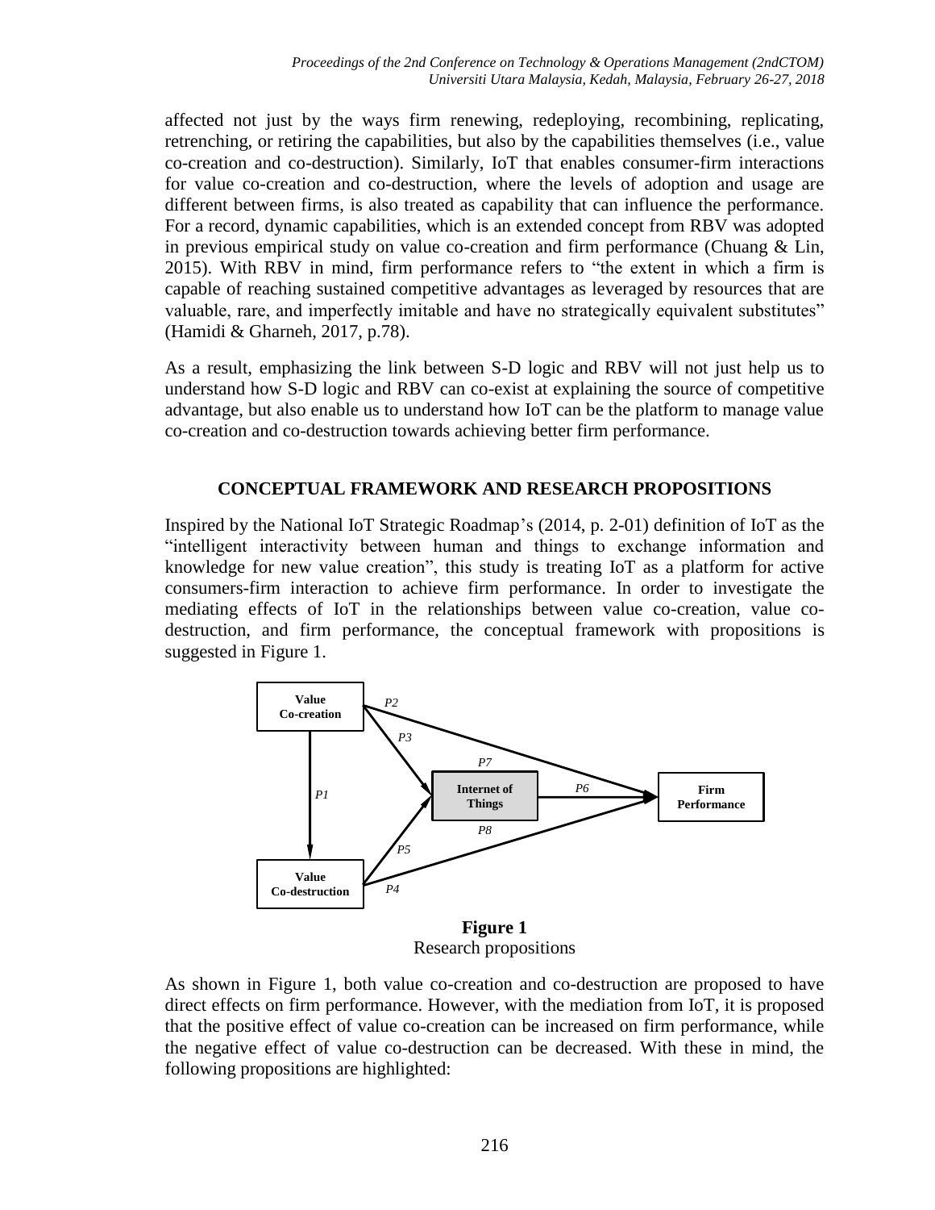affected not just by the ways firm renewing, redeploying, recombining, replicating, retrenching, or retiring the capabilities, but also by the capabilities themselves (i.e., value co-creation and co-destruction). Similarly, IoT that enables consumer-firm interactions for value co-creation and co-destruction, where the levels of adoption and usage are different between firms, is also treated as capability that can influence the performance. For a record, dynamic capabilities, which is an extended concept from RBV was adopted in previous empirical study on value co-creation and firm performance (Chuang & Lin, 2015). With RBV in mind, firm performance refers to "the extent in which a firm is capable of reaching sustained competitive advantages as leveraged by resources that are valuable, rare, and imperfectly imitable and have no strategically equivalent substitutes" (Hamidi & Gharneh, 2017, p.78).

As a result, emphasizing the link between S-D logic and RBV will not just help us to understand how S-D logic and RBV can co-exist at explaining the source of competitive advantage, but also enable us to understand how IoT can be the platform to manage value co-creation and co-destruction towards achieving better firm performance.

## CONCEPTUAL FRAMEWORK AND RESEARCH PROPOSITIONS

Inspired by the National IoT Strategic Roadmap's (2014, p. 2-01) definition of IoT as the "intelligent interactivity between human and things to exchange information and knowledge for new value creation", this study is treating IoT as a platform for active consumers-firm interaction to achieve firm performance. In order to investigate the mediating effects of IoT in the relationships between value co-creation, value co-destruction, and firm performance, the conceptual framework with propositions is suggested in Figure 1.

**Figure 1**
Research propositions

As shown in Figure 1, both value co-creation and co-destruction are proposed to have direct effects on firm performance. However, with the mediation from IoT, it is proposed that the positive effect of value co-creation can be increased on firm performance, while the negative effect of value co-destruction can be decreased. With these in mind, the following propositions are highlighted: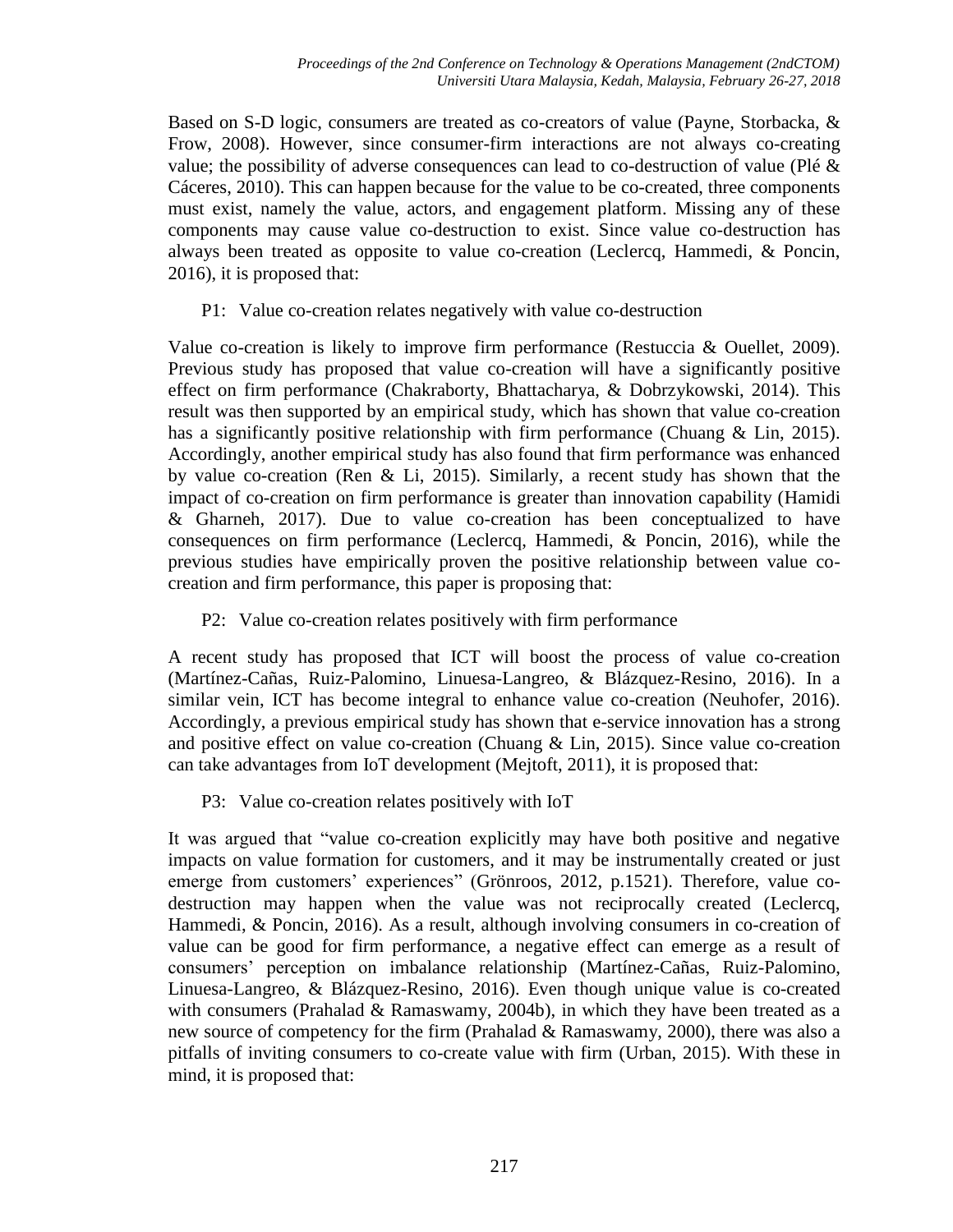Based on S-D logic, consumers are treated as co-creators of value (Payne, Storbacka, & Frow, 2008). However, since consumer-firm interactions are not always co-creating value; the possibility of adverse consequences can lead to co-destruction of value (Plé & Cáceres, 2010). This can happen because for the value to be co-created, three components must exist, namely the value, actors, and engagement platform. Missing any of these components may cause value co-destruction to exist. Since value co-destruction has always been treated as opposite to value co-creation (Leclercq, Hammedi, & Poncin, 2016), it is proposed that:

P1: Value co-creation relates negatively with value co-destruction

Value co-creation is likely to improve firm performance (Restuccia & Ouellet, 2009). Previous study has proposed that value co-creation will have a significantly positive effect on firm performance (Chakraborty, Bhattacharya, & Dobrzykowski, 2014). This result was then supported by an empirical study, which has shown that value co-creation has a significantly positive relationship with firm performance (Chuang & Lin, 2015). Accordingly, another empirical study has also found that firm performance was enhanced by value co-creation (Ren & Li, 2015). Similarly, a recent study has shown that the impact of co-creation on firm performance is greater than innovation capability (Hamidi & Gharneh, 2017). Due to value co-creation has been conceptualized to have consequences on firm performance (Leclercq, Hammedi, & Poncin, 2016), while the previous studies have empirically proven the positive relationship between value co-creation and firm performance, this paper is proposing that:

P2: Value co-creation relates positively with firm performance

A recent study has proposed that ICT will boost the process of value co-creation (Martínez-Cañas, Ruiz-Palomino, Linuesa-Langreo, & Blázquez-Resino, 2016). In a similar vein, ICT has become integral to enhance value co-creation (Neuhofer, 2016). Accordingly, a previous empirical study has shown that e-service innovation has a strong and positive effect on value co-creation (Chuang & Lin, 2015). Since value co-creation can take advantages from IoT development (Mejtoft, 2011), it is proposed that:

P3: Value co-creation relates positively with IoT

It was argued that "value co-creation explicitly may have both positive and negative impacts on value formation for customers, and it may be instrumentally created or just emerge from customers' experiences" (Grönroos, 2012, p.1521). Therefore, value co-destruction may happen when the value was not reciprocally created (Leclercq, Hammedi, & Poncin, 2016). As a result, although involving consumers in co-creation of value can be good for firm performance, a negative effect can emerge as a result of consumers' perception on imbalance relationship (Martínez-Cañas, Ruiz-Palomino, Linuesa-Langreo, & Blázquez-Resino, 2016). Even though unique value is co-created with consumers (Prahalad & Ramaswamy, 2004b), in which they have been treated as a new source of competency for the firm (Prahalad & Ramaswamy, 2000), there was also a pitfalls of inviting consumers to co-create value with firm (Urban, 2015). With these in mind, it is proposed that: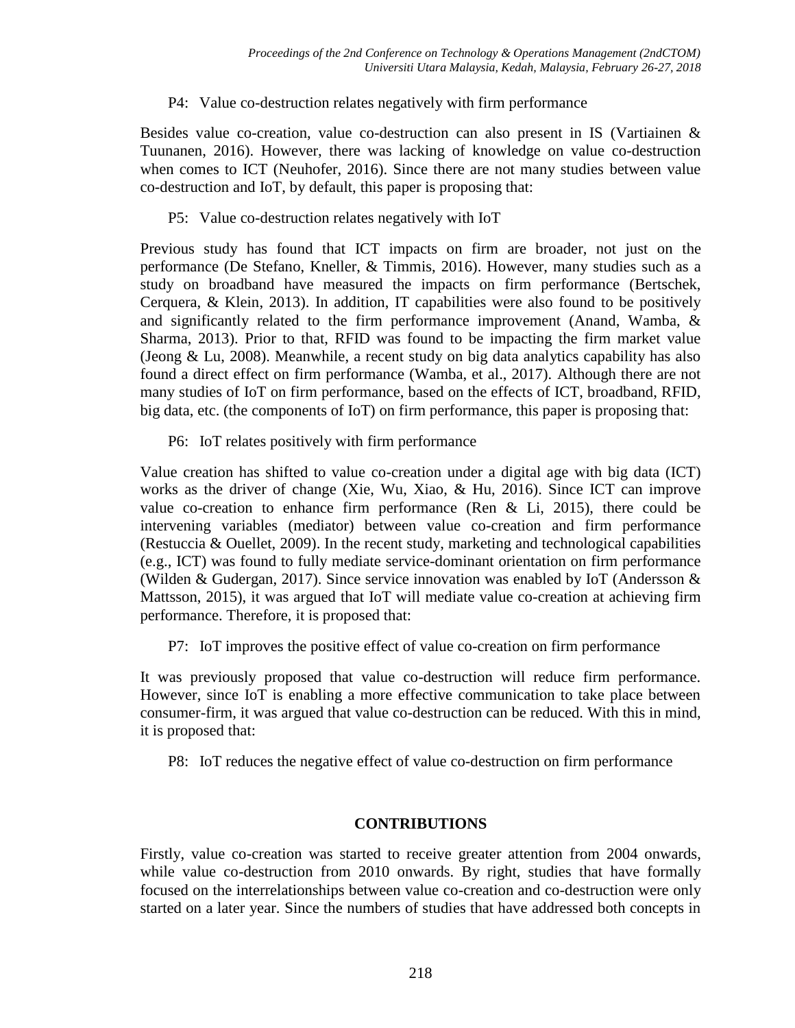P4: Value co-destruction relates negatively with firm performance

Besides value co-creation, value co-destruction can also present in IS (Vartiainen & Tuunanen, 2016). However, there was lacking of knowledge on value co-destruction when comes to ICT (Neuhofer, 2016). Since there are not many studies between value co-destruction and IoT, by default, this paper is proposing that:

P5: Value co-destruction relates negatively with IoT

Previous study has found that ICT impacts on firm are broader, not just on the performance (De Stefano, Kneller, & Timmis, 2016). However, many studies such as a study on broadband have measured the impacts on firm performance (Bertschek, Cerquera, & Klein, 2013). In addition, IT capabilities were also found to be positively and significantly related to the firm performance improvement (Anand, Wamba, & Sharma, 2013). Prior to that, RFID was found to be impacting the firm market value (Jeong & Lu, 2008). Meanwhile, a recent study on big data analytics capability has also found a direct effect on firm performance (Wamba, et al., 2017). Although there are not many studies of IoT on firm performance, based on the effects of ICT, broadband, RFID, big data, etc. (the components of IoT) on firm performance, this paper is proposing that:

P6: IoT relates positively with firm performance

Value creation has shifted to value co-creation under a digital age with big data (ICT) works as the driver of change (Xie, Wu, Xiao, & Hu, 2016). Since ICT can improve value co-creation to enhance firm performance (Ren & Li, 2015), there could be intervening variables (mediator) between value co-creation and firm performance (Restuccia & Ouellet, 2009). In the recent study, marketing and technological capabilities (e.g., ICT) was found to fully mediate service-dominant orientation on firm performance (Wilden & Gudergan, 2017). Since service innovation was enabled by IoT (Andersson & Mattsson, 2015), it was argued that IoT will mediate value co-creation at achieving firm performance. Therefore, it is proposed that:

P7: IoT improves the positive effect of value co-creation on firm performance

It was previously proposed that value co-destruction will reduce firm performance. However, since IoT is enabling a more effective communication to take place between consumer-firm, it was argued that value co-destruction can be reduced. With this in mind, it is proposed that:

P8: IoT reduces the negative effect of value co-destruction on firm performance

## CONTRIBUTIONS

Firstly, value co-creation was started to receive greater attention from 2004 onwards, while value co-destruction from 2010 onwards. By right, studies that have formally focused on the interrelationships between value co-creation and co-destruction were only started on a later year. Since the numbers of studies that have addressed both concepts in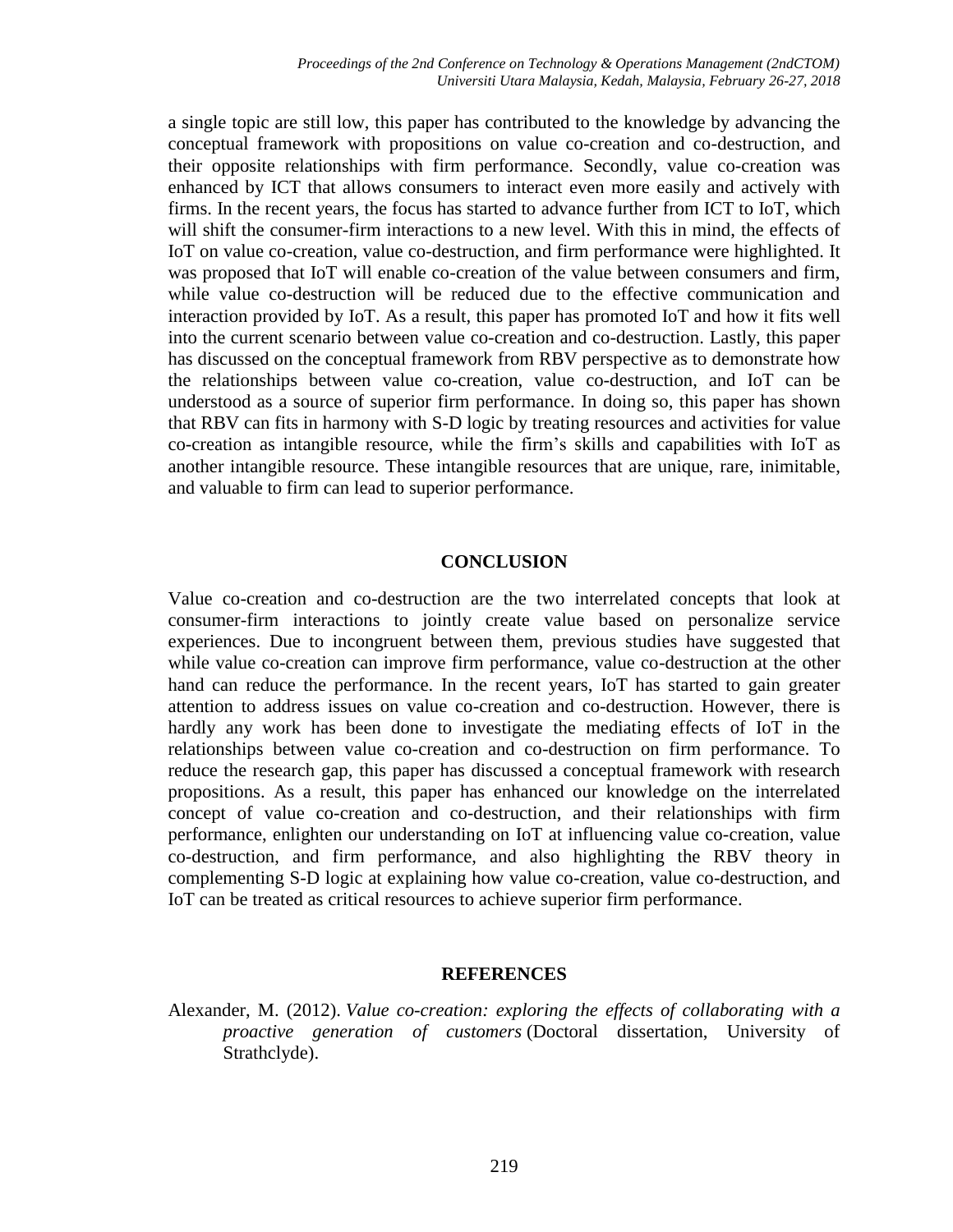a single topic are still low, this paper has contributed to the knowledge by advancing the conceptual framework with propositions on value co-creation and co-destruction, and their opposite relationships with firm performance. Secondly, value co-creation was enhanced by ICT that allows consumers to interact even more easily and actively with firms. In the recent years, the focus has started to advance further from ICT to IoT, which will shift the consumer-firm interactions to a new level. With this in mind, the effects of IoT on value co-creation, value co-destruction, and firm performance were highlighted. It was proposed that IoT will enable co-creation of the value between consumers and firm, while value co-destruction will be reduced due to the effective communication and interaction provided by IoT. As a result, this paper has promoted IoT and how it fits well into the current scenario between value co-creation and co-destruction. Lastly, this paper has discussed on the conceptual framework from RBV perspective as to demonstrate how the relationships between value co-creation, value co-destruction, and IoT can be understood as a source of superior firm performance. In doing so, this paper has shown that RBV can fits in harmony with S-D logic by treating resources and activities for value co-creation as intangible resource, while the firm's skills and capabilities with IoT as another intangible resource. These intangible resources that are unique, rare, inimitable, and valuable to firm can lead to superior performance.

## CONCLUSION

Value co-creation and co-destruction are the two interrelated concepts that look at consumer-firm interactions to jointly create value based on personalize service experiences. Due to incongruent between them, previous studies have suggested that while value co-creation can improve firm performance, value co-destruction at the other hand can reduce the performance. In the recent years, IoT has started to gain greater attention to address issues on value co-creation and co-destruction. However, there is hardly any work has been done to investigate the mediating effects of IoT in the relationships between value co-creation and co-destruction on firm performance. To reduce the research gap, this paper has discussed a conceptual framework with research propositions. As a result, this paper has enhanced our knowledge on the interrelated concept of value co-creation and co-destruction, and their relationships with firm performance, enlighten our understanding on IoT at influencing value co-creation, value co-destruction, and firm performance, and also highlighting the RBV theory in complementing S-D logic at explaining how value co-creation, value co-destruction, and IoT can be treated as critical resources to achieve superior firm performance.

## REFERENCES

Alexander, M. (2012). *Value co-creation: exploring the effects of collaborating with a proactive generation of customers* (Doctoral dissertation, University of Strathclyde).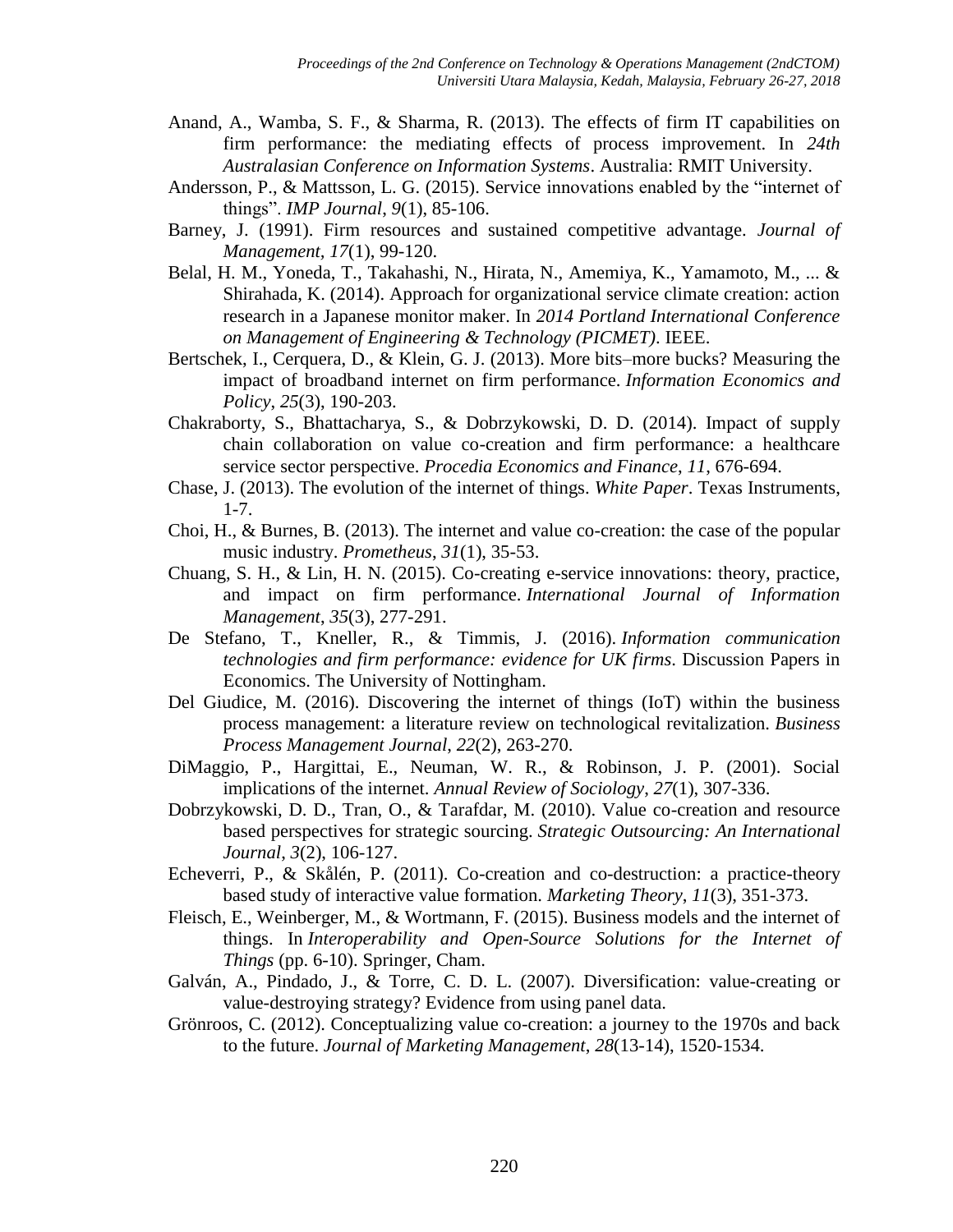Anand, A., Wamba, S. F., & Sharma, R. (2013). The effects of firm IT capabilities on firm performance: the mediating effects of process improvement. In *24th Australasian Conference on Information Systems*. Australia: RMIT University.

Andersson, P., & Mattsson, L. G. (2015). Service innovations enabled by the "internet of things". *IMP Journal*, *9*(1), 85-106.

Barney, J. (1991). Firm resources and sustained competitive advantage. *Journal of Management*, *17*(1), 99-120.

Belal, H. M., Yoneda, T., Takahashi, N., Hirata, N., Amemiya, K., Yamamoto, M., ... & Shirahada, K. (2014). Approach for organizational service climate creation: action research in a Japanese monitor maker. In *2014 Portland International Conference on Management of Engineering & Technology (PICMET)*. IEEE.

Bertschek, I., Cerquera, D., & Klein, G. J. (2013). More bits–more bucks? Measuring the impact of broadband internet on firm performance. *Information Economics and Policy*, *25*(3), 190-203.

Chakraborty, S., Bhattacharya, S., & Dobrzykowski, D. D. (2014). Impact of supply chain collaboration on value co-creation and firm performance: a healthcare service sector perspective. *Procedia Economics and Finance*, *11*, 676-694.

Chase, J. (2013). The evolution of the internet of things. *White Paper*. Texas Instruments, 1-7.

Choi, H., & Burnes, B. (2013). The internet and value co-creation: the case of the popular music industry. *Prometheus*, *31*(1), 35-53.

Chuang, S. H., & Lin, H. N. (2015). Co-creating e-service innovations: theory, practice, and impact on firm performance. *International Journal of Information Management*, *35*(3), 277-291.

De Stefano, T., Kneller, R., & Timmis, J. (2016). *Information communication technologies and firm performance: evidence for UK firms*. Discussion Papers in Economics. The University of Nottingham.

Del Giudice, M. (2016). Discovering the internet of things (IoT) within the business process management: a literature review on technological revitalization. *Business Process Management Journal*, *22*(2), 263-270.

DiMaggio, P., Hargittai, E., Neuman, W. R., & Robinson, J. P. (2001). Social implications of the internet. *Annual Review of Sociology*, *27*(1), 307-336.

Dobrzykowski, D. D., Tran, O., & Tarafdar, M. (2010). Value co-creation and resource based perspectives for strategic sourcing. *Strategic Outsourcing: An International Journal*, *3*(2), 106-127.

Echeverri, P., & Skålén, P. (2011). Co-creation and co-destruction: a practice-theory based study of interactive value formation. *Marketing Theory*, *11*(3), 351-373.

Fleisch, E., Weinberger, M., & Wortmann, F. (2015). Business models and the internet of things. In *Interoperability and Open-Source Solutions for the Internet of Things* (pp. 6-10). Springer, Cham.

Galván, A., Pindado, J., & Torre, C. D. L. (2007). Diversification: value-creating or value-destroying strategy? Evidence from using panel data.

Grönroos, C. (2012). Conceptualizing value co-creation: a journey to the 1970s and back to the future. *Journal of Marketing Management*, *28*(13-14), 1520-1534.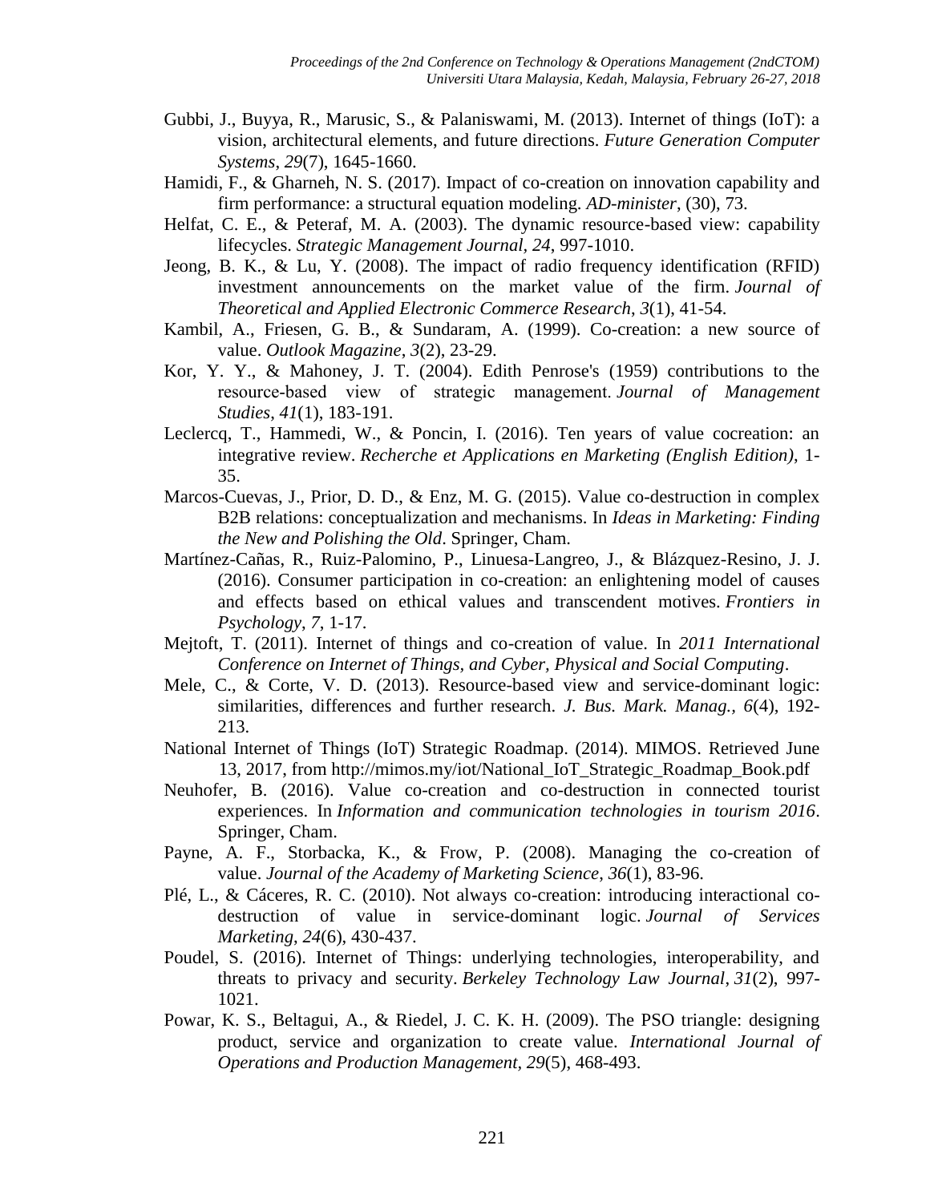Gubbi, J., Buyya, R., Marusic, S., & Palaniswami, M. (2013). Internet of things (IoT): a vision, architectural elements, and future directions. *Future Generation Computer Systems*, *29*(7), 1645-1660.

Hamidi, F., & Gharneh, N. S. (2017). Impact of co-creation on innovation capability and firm performance: a structural equation modeling. *AD-minister*, (30), 73.

Helfat, C. E., & Peteraf, M. A. (2003). The dynamic resource-based view: capability lifecycles. *Strategic Management Journal*, *24*, 997-1010.

Jeong, B. K., & Lu, Y. (2008). The impact of radio frequency identification (RFID) investment announcements on the market value of the firm. *Journal of Theoretical and Applied Electronic Commerce Research*, *3*(1), 41-54.

Kambil, A., Friesen, G. B., & Sundaram, A. (1999). Co-creation: a new source of value. *Outlook Magazine*, *3*(2), 23-29.

Kor, Y. Y., & Mahoney, J. T. (2004). Edith Penrose's (1959) contributions to the resource-based view of strategic management. *Journal of Management Studies*, *41*(1), 183-191.

Leclercq, T., Hammedi, W., & Poncin, I. (2016). Ten years of value cocreation: an integrative review. *Recherche et Applications en Marketing (English Edition)*, 1-35.

Marcos-Cuevas, J., Prior, D. D., & Enz, M. G. (2015). Value co-destruction in complex B2B relations: conceptualization and mechanisms. In *Ideas in Marketing: Finding the New and Polishing the Old*. Springer, Cham.

Martínez-Cañas, R., Ruiz-Palomino, P., Linuesa-Langreo, J., & Blázquez-Resino, J. J. (2016). Consumer participation in co-creation: an enlightening model of causes and effects based on ethical values and transcendent motives. *Frontiers in Psychology*, *7*, 1-17.

Mejtoft, T. (2011). Internet of things and co-creation of value. In *2011 International Conference on Internet of Things, and Cyber, Physical and Social Computing*.

Mele, C., & Corte, V. D. (2013). Resource-based view and service-dominant logic: similarities, differences and further research. *J. Bus. Mark. Manag., 6*(4), 192-213.

National Internet of Things (IoT) Strategic Roadmap. (2014). MIMOS. Retrieved June 13, 2017, from http://mimos.my/iot/National_IoT_Strategic_Roadmap_Book.pdf

Neuhofer, B. (2016). Value co-creation and co-destruction in connected tourist experiences. In *Information and communication technologies in tourism 2016*. Springer, Cham.

Payne, A. F., Storbacka, K., & Frow, P. (2008). Managing the co-creation of value. *Journal of the Academy of Marketing Science*, *36*(1), 83-96.

Plé, L., & Cáceres, R. C. (2010). Not always co-creation: introducing interactional co-destruction of value in service-dominant logic. *Journal of Services Marketing*, *24*(6), 430-437.

Poudel, S. (2016). Internet of Things: underlying technologies, interoperability, and threats to privacy and security. *Berkeley Technology Law Journal*, *31*(2), 997-1021.

Powar, K. S., Beltagui, A., & Riedel, J. C. K. H. (2009). The PSO triangle: designing product, service and organization to create value. *International Journal of Operations and Production Management*, *29*(5), 468-493.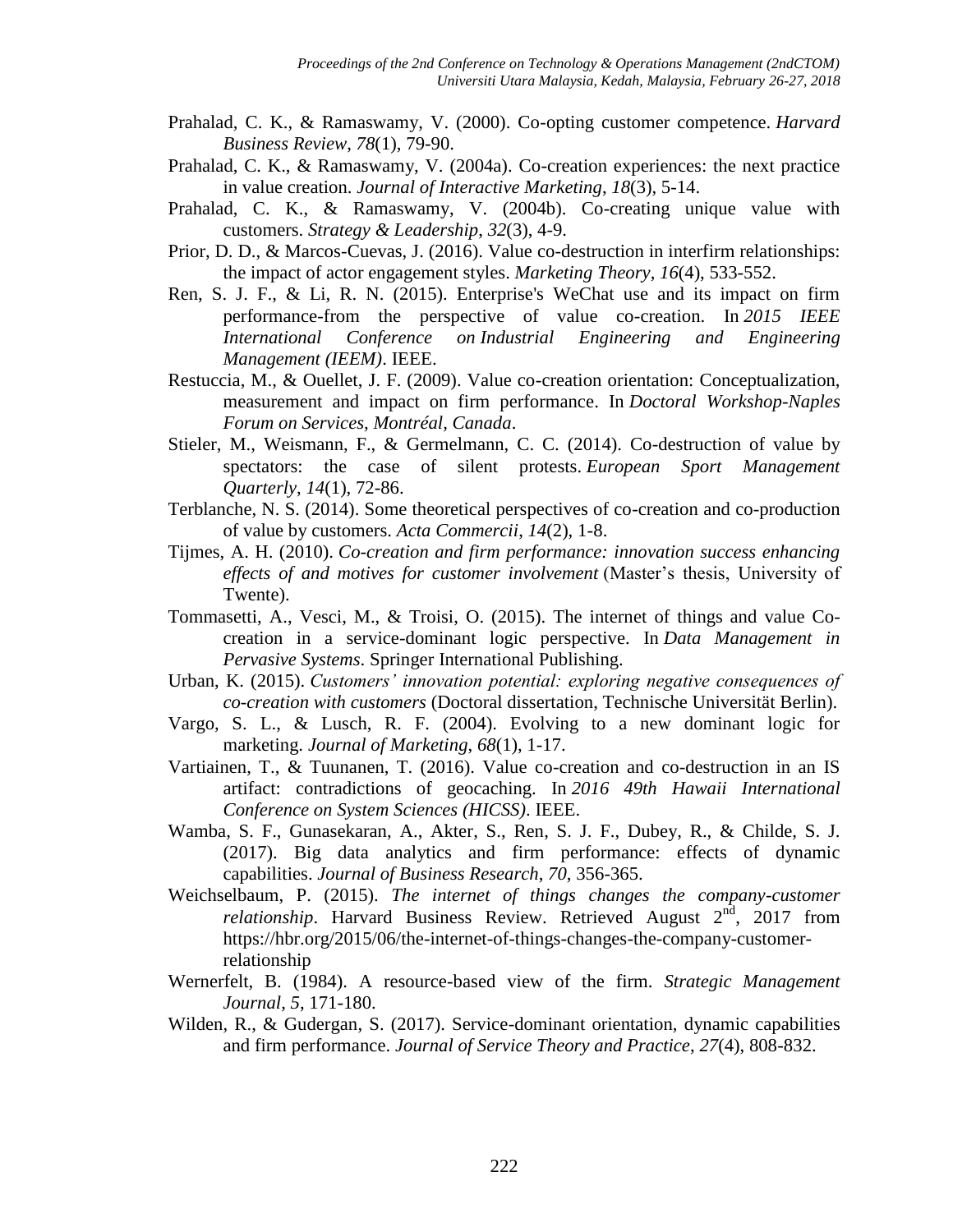Prahalad, C. K., & Ramaswamy, V. (2000). Co-opting customer competence. *Harvard Business Review*, *78*(1), 79-90.

Prahalad, C. K., & Ramaswamy, V. (2004a). Co-creation experiences: the next practice in value creation. *Journal of Interactive Marketing*, *18*(3), 5-14.

Prahalad, C. K., & Ramaswamy, V. (2004b). Co-creating unique value with customers. *Strategy & Leadership*, *32*(3), 4-9.

Prior, D. D., & Marcos-Cuevas, J. (2016). Value co-destruction in interfirm relationships: the impact of actor engagement styles. *Marketing Theory*, *16*(4), 533-552.

Ren, S. J. F., & Li, R. N. (2015). Enterprise's WeChat use and its impact on firm performance-from the perspective of value co-creation. In *2015 IEEE International Conference on Industrial Engineering and Engineering Management (IEEM)*. IEEE.

Restuccia, M., & Ouellet, J. F. (2009). Value co-creation orientation: Conceptualization, measurement and impact on firm performance. In *Doctoral Workshop-Naples Forum on Services, Montréal, Canada*.

Stieler, M., Weismann, F., & Germelmann, C. C. (2014). Co-destruction of value by spectators: the case of silent protests. *European Sport Management Quarterly*, *14*(1), 72-86.

Terblanche, N. S. (2014). Some theoretical perspectives of co-creation and co-production of value by customers. *Acta Commercii*, *14*(2), 1-8.

Tijmes, A. H. (2010). *Co-creation and firm performance: innovation success enhancing effects of and motives for customer involvement* (Master's thesis, University of Twente).

Tommasetti, A., Vesci, M., & Troisi, O. (2015). The internet of things and value Co-creation in a service-dominant logic perspective. In *Data Management in Pervasive Systems*. Springer International Publishing.

Urban, K. (2015). *Customers' innovation potential: exploring negative consequences of co-creation with customers* (Doctoral dissertation, Technische Universität Berlin).

Vargo, S. L., & Lusch, R. F. (2004). Evolving to a new dominant logic for marketing. *Journal of Marketing*, *68*(1), 1-17.

Vartiainen, T., & Tuunanen, T. (2016). Value co-creation and co-destruction in an IS artifact: contradictions of geocaching. In *2016 49th Hawaii International Conference on System Sciences (HICSS)*. IEEE.

Wamba, S. F., Gunasekaran, A., Akter, S., Ren, S. J. F., Dubey, R., & Childe, S. J. (2017). Big data analytics and firm performance: effects of dynamic capabilities. *Journal of Business Research*, *70*, 356-365.

Weichselbaum, P. (2015). *The internet of things changes the company-customer relationship*. Harvard Business Review. Retrieved August 2nd, 2017 from https://hbr.org/2015/06/the-internet-of-things-changes-the-company-customer-relationship

Wernerfelt, B. (1984). A resource-based view of the firm. *Strategic Management Journal*, *5*, 171-180.

Wilden, R., & Gudergan, S. (2017). Service-dominant orientation, dynamic capabilities and firm performance. *Journal of Service Theory and Practice*, *27*(4), 808-832.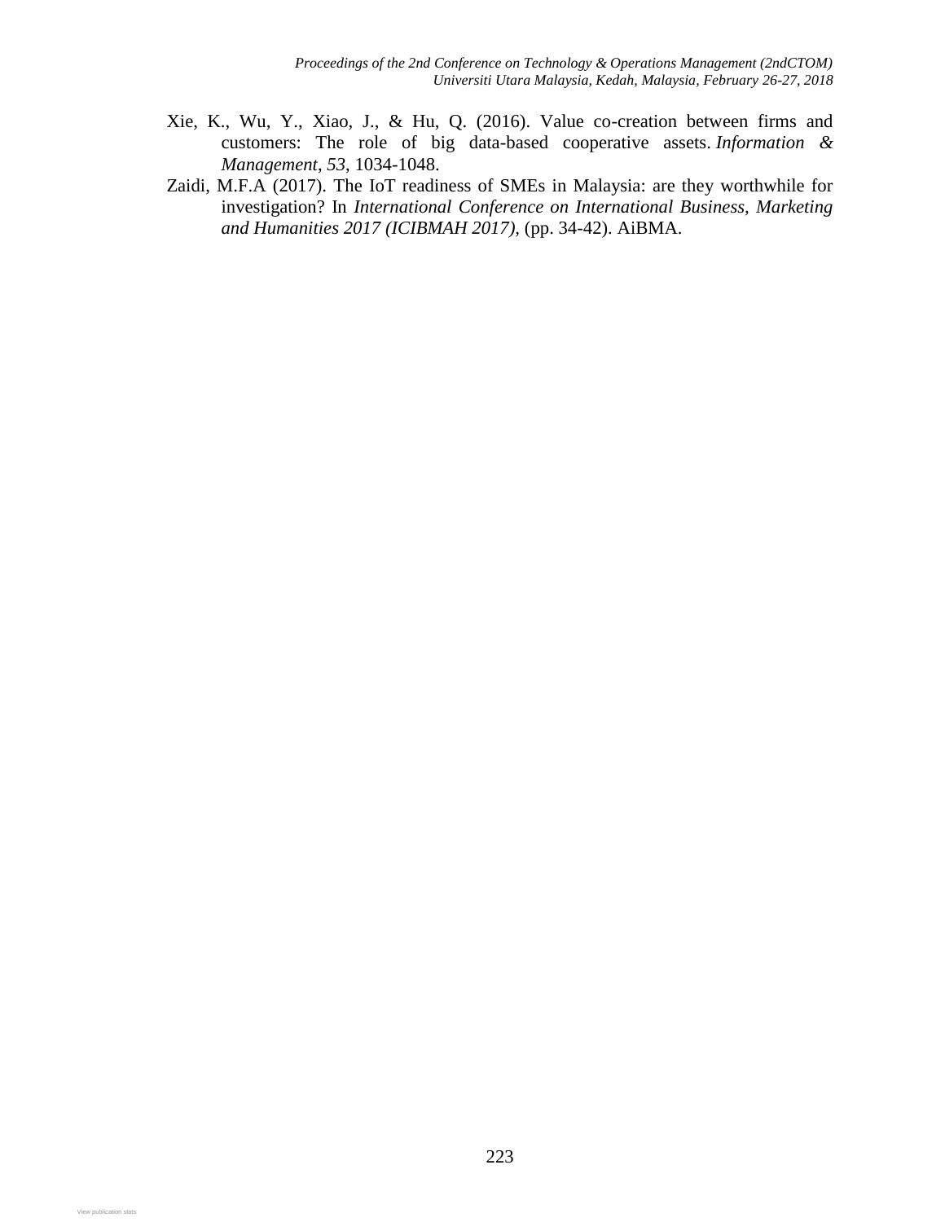Xie, K., Wu, Y., Xiao, J., & Hu, Q. (2016). Value co-creation between firms and customers: The role of big data-based cooperative assets. *Information & Management*, *53*, 1034-1048.

Zaidi, M.F.A (2017). The IoT readiness of SMEs in Malaysia: are they worthwhile for investigation? In *International Conference on International Business, Marketing and Humanities 2017 (ICIBMAH 2017)*, (pp. 34-42). AiBMA.